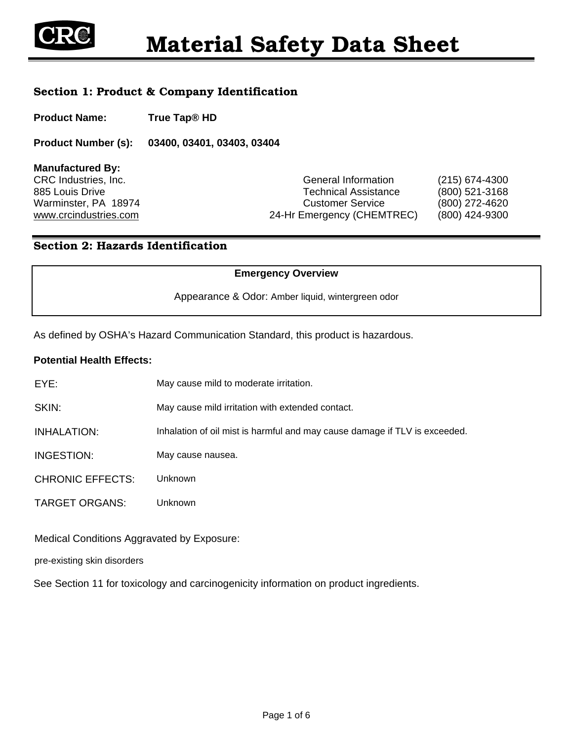# Material Safety Data Sheet

## Section 1: Product & Company Identification

**Product Name:** **True Tap® HD**

**Product Number (s):** **03400, 03401, 03403, 03404**

**Manufactured By:**
CRC Industries, Inc.
885 Louis Drive
Warminster, PA 18974
www.crcindustries.com

| | |
|---|---|
| General Information | (215) 674-4300 |
| Technical Assistance | (800) 521-3168 |
| Customer Service | (800) 272-4620 |
| 24-Hr Emergency (CHEMTREC) | (800) 424-9300 |

## Section 2: Hazards Identification

**Emergency Overview**

Appearance & Odor: Amber liquid, wintergreen odor

As defined by OSHA's Hazard Communication Standard, this product is hazardous.

**Potential Health Effects:**

| | |
|---|---|
| EYE: | May cause mild to moderate irritation. |
| SKIN: | May cause mild irritation with extended contact. |
| INHALATION: | Inhalation of oil mist is harmful and may cause damage if TLV is exceeded. |
| INGESTION: | May cause nausea. |
| CHRONIC EFFECTS: | Unknown |
| TARGET ORGANS: | Unknown |

Medical Conditions Aggravated by Exposure:

pre-existing skin disorders

See Section 11 for toxicology and carcinogenicity information on product ingredients.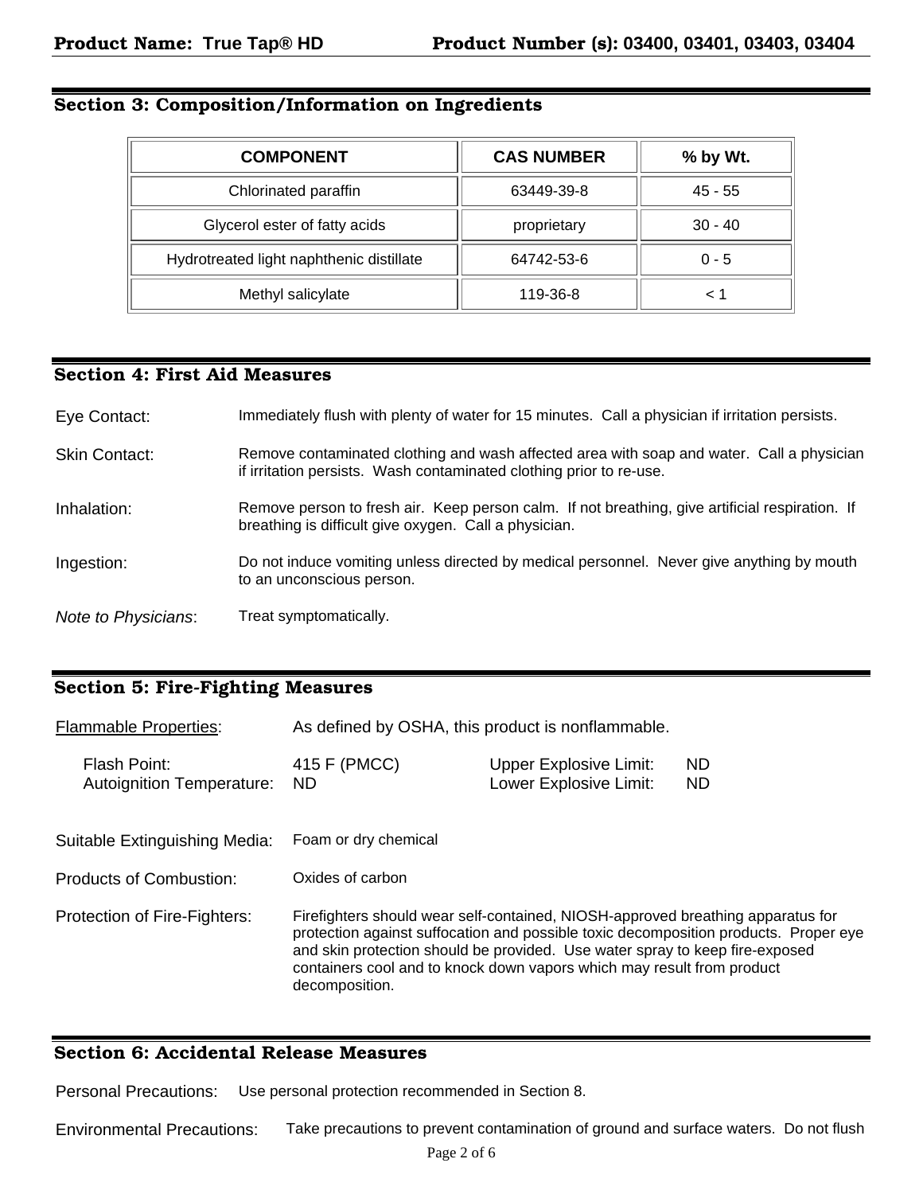## Section 3: Composition/Information on Ingredients

| COMPONENT | CAS NUMBER | % by Wt. |
|---|---|---|
| Chlorinated paraffin | 63449-39-8 | 45 - 55 |
| Glycerol ester of fatty acids | proprietary | 30 - 40 |
| Hydrotreated light naphthenic distillate | 64742-53-6 | 0 - 5 |
| Methyl salicylate | 119-36-8 | < 1 |

## Section 4: First Aid Measures

Eye Contact: Immediately flush with plenty of water for 15 minutes. Call a physician if irritation persists.

Skin Contact: Remove contaminated clothing and wash affected area with soap and water. Call a physician if irritation persists. Wash contaminated clothing prior to re-use.

Inhalation: Remove person to fresh air. Keep person calm. If not breathing, give artificial respiration. If breathing is difficult give oxygen. Call a physician.

Ingestion: Do not induce vomiting unless directed by medical personnel. Never give anything by mouth to an unconscious person.

*Note to Physicians*: Treat symptomatically.

## Section 5: Fire-Fighting Measures

Flammable Properties: As defined by OSHA, this product is nonflammable.

Flash Point: 415 F (PMCC) Upper Explosive Limit: ND
Autoignition Temperature: ND Lower Explosive Limit: ND

Suitable Extinguishing Media: Foam or dry chemical

Products of Combustion: Oxides of carbon

Protection of Fire-Fighters: Firefighters should wear self-contained, NIOSH-approved breathing apparatus for protection against suffocation and possible toxic decomposition products. Proper eye and skin protection should be provided. Use water spray to keep fire-exposed containers cool and to knock down vapors which may result from product decomposition.

## Section 6: Accidental Release Measures

Personal Precautions: Use personal protection recommended in Section 8.

Environmental Precautions: Take precautions to prevent contamination of ground and surface waters. Do not flush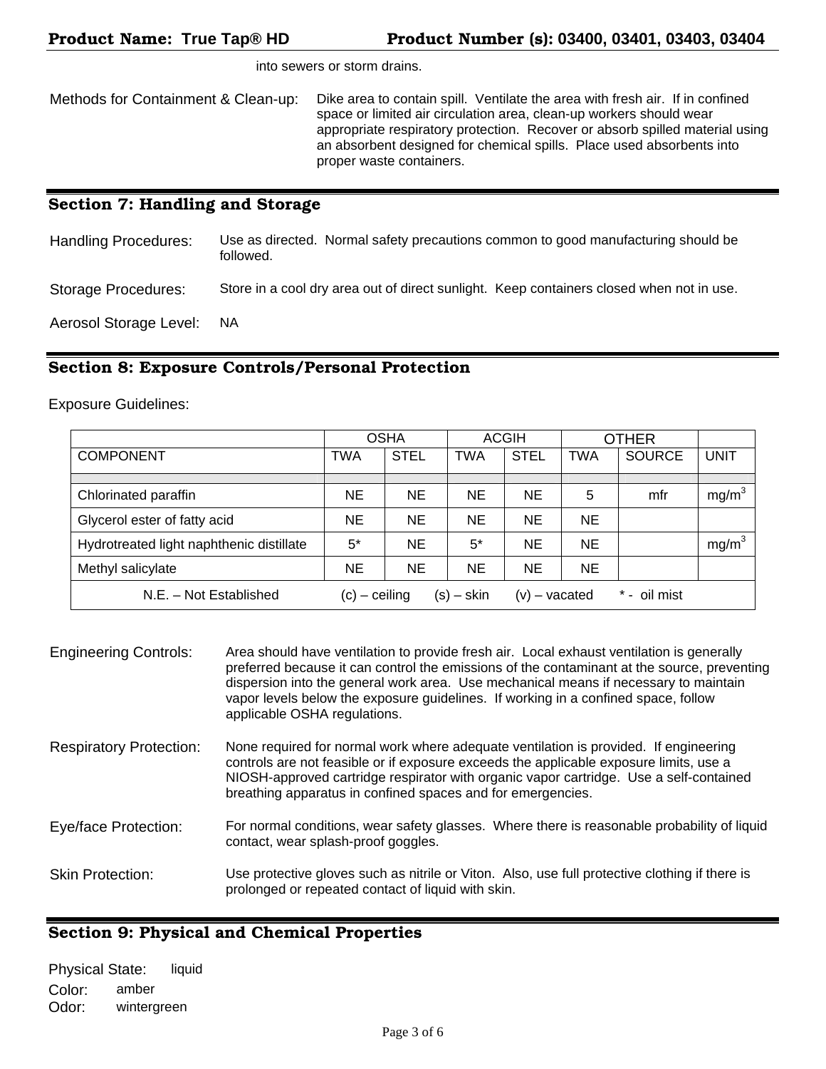into sewers or storm drains.

Methods for Containment & Clean-up: Dike area to contain spill. Ventilate the area with fresh air. If in confined space or limited air circulation area, clean-up workers should wear appropriate respiratory protection. Recover or absorb spilled material using an absorbent designed for chemical spills. Place used absorbents into proper waste containers.

## Section 7: Handling and Storage

Handling Procedures: Use as directed. Normal safety precautions common to good manufacturing should be followed.

Storage Procedures: Store in a cool dry area out of direct sunlight. Keep containers closed when not in use.

Aerosol Storage Level: NA

## Section 8: Exposure Controls/Personal Protection

Exposure Guidelines:

| | OSHA | | ACGIH | | OTHER | | |
|---|---|---|---|---|---|---|---|
| COMPONENT | TWA | STEL | TWA | STEL | TWA | SOURCE | UNIT |
| | | | | | | | |
| Chlorinated paraffin | NE | NE | NE | NE | 5 | mfr | mg/m$^3$ |
| Glycerol ester of fatty acid | NE | NE | NE | NE | NE | | |
| Hydrotreated light naphthenic distillate | 5* | NE | 5* | NE | NE | | mg/m$^3$ |
| Methyl salicylate | NE | NE | NE | NE | NE | | |
| N.E. – Not Established (c) – ceiling (s) – skin (v) – vacated * - oil mist | | | | | | | |

Engineering Controls: Area should have ventilation to provide fresh air. Local exhaust ventilation is generally preferred because it can control the emissions of the contaminant at the source, preventing dispersion into the general work area. Use mechanical means if necessary to maintain vapor levels below the exposure guidelines. If working in a confined space, follow applicable OSHA regulations.

Respiratory Protection: None required for normal work where adequate ventilation is provided. If engineering controls are not feasible or if exposure exceeds the applicable exposure limits, use a NIOSH-approved cartridge respirator with organic vapor cartridge. Use a self-contained breathing apparatus in confined spaces and for emergencies.

Eye/face Protection: For normal conditions, wear safety glasses. Where there is reasonable probability of liquid contact, wear splash-proof goggles.

Skin Protection: Use protective gloves such as nitrile or Viton. Also, use full protective clothing if there is prolonged or repeated contact of liquid with skin.

## Section 9: Physical and Chemical Properties

Physical State: liquid
Color: amber
Odor: wintergreen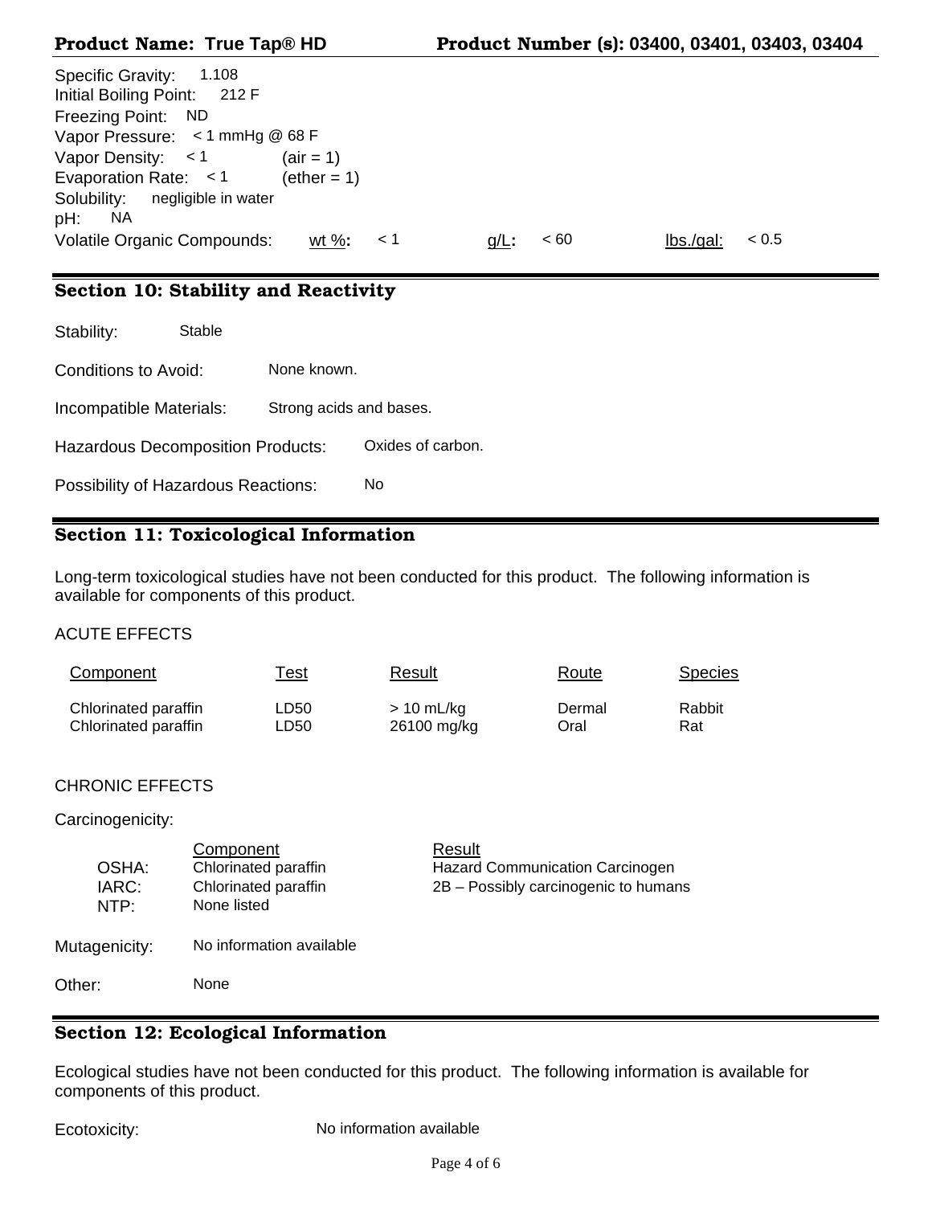Specific Gravity: 1.108
Initial Boiling Point: 212 F
Freezing Point: ND
Vapor Pressure: < 1 mmHg @ 68 F
Vapor Density: < 1 (air = 1)
Evaporation Rate: < 1 (ether = 1)
Solubility: negligible in water
pH: NA
Volatile Organic Compounds: wt %: < 1 g/L: < 60 lbs./gal: < 0.5

## Section 10: Stability and Reactivity

Stability: Stable

Conditions to Avoid: None known.

Incompatible Materials: Strong acids and bases.

Hazardous Decomposition Products: Oxides of carbon.

Possibility of Hazardous Reactions: No

## Section 11: Toxicological Information

Long-term toxicological studies have not been conducted for this product. The following information is available for components of this product.

ACUTE EFFECTS

| Component | Test | Result | Route | Species |
|---|---|---|---|---|
| Chlorinated paraffin | LD50 | > 10 mL/kg | Dermal | Rabbit |
| Chlorinated paraffin | LD50 | 26100 mg/kg | Oral | Rat |

CHRONIC EFFECTS

Carcinogenicity:

| | Component | Result |
|---|---|---|
| OSHA: | Chlorinated paraffin | Hazard Communication Carcinogen |
| IARC: | Chlorinated paraffin | 2B – Possibly carcinogenic to humans |
| NTP: | None listed | |

Mutagenicity: No information available

Other: None

## Section 12: Ecological Information

Ecological studies have not been conducted for this product. The following information is available for components of this product.

Ecotoxicity: No information available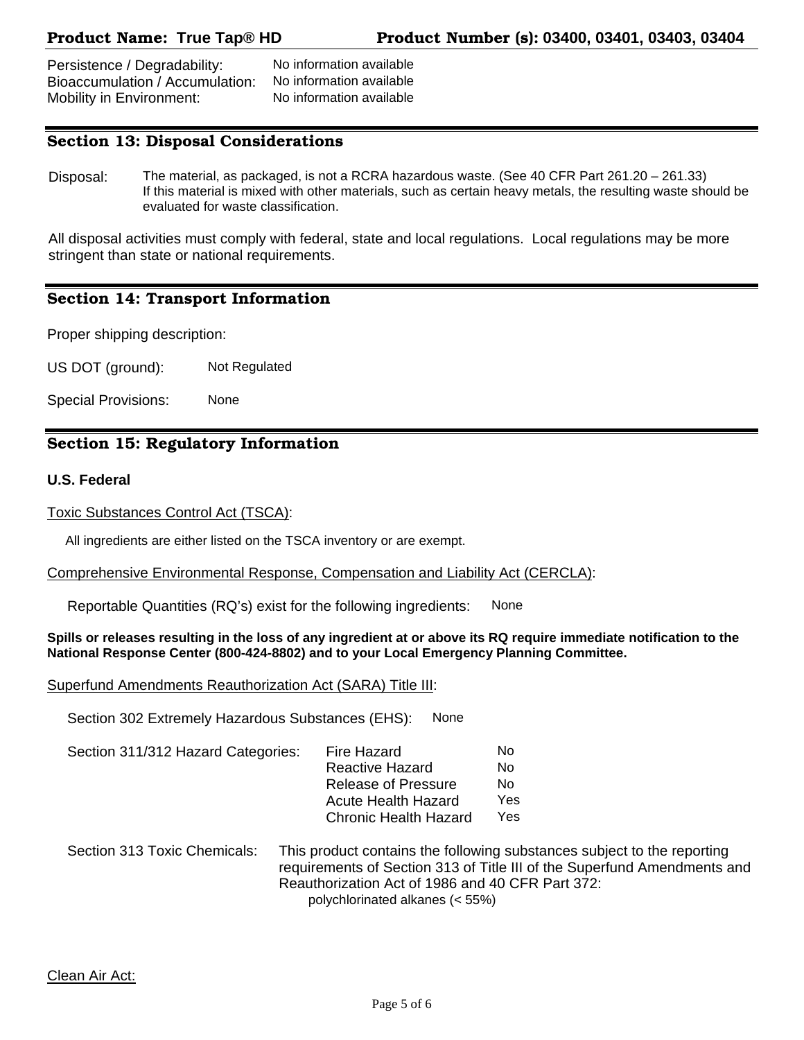| | |
|---|---|
| Persistence / Degradability: | No information available |
| Bioaccumulation / Accumulation: | No information available |
| Mobility in Environment: | No information available |

## Section 13: Disposal Considerations

Disposal: The material, as packaged, is not a RCRA hazardous waste. (See 40 CFR Part 261.20 – 261.33) If this material is mixed with other materials, such as certain heavy metals, the resulting waste should be evaluated for waste classification.

All disposal activities must comply with federal, state and local regulations. Local regulations may be more stringent than state or national requirements.

## Section 14: Transport Information

Proper shipping description:

US DOT (ground): Not Regulated

Special Provisions: None

## Section 15: Regulatory Information

**U.S. Federal**

Toxic Substances Control Act (TSCA):

All ingredients are either listed on the TSCA inventory or are exempt.

Comprehensive Environmental Response, Compensation and Liability Act (CERCLA):

Reportable Quantities (RQ's) exist for the following ingredients: None

**Spills or releases resulting in the loss of any ingredient at or above its RQ require immediate notification to the National Response Center (800-424-8802) and to your Local Emergency Planning Committee.**

Superfund Amendments Reauthorization Act (SARA) Title III:

Section 302 Extremely Hazardous Substances (EHS): None

Section 311/312 Hazard Categories:

| Category | |
|---|---|
| Fire Hazard | No |
| Reactive Hazard | No |
| Release of Pressure | No |
| Acute Health Hazard | Yes |
| Chronic Health Hazard | Yes |

Section 313 Toxic Chemicals: This product contains the following substances subject to the reporting requirements of Section 313 of Title III of the Superfund Amendments and Reauthorization Act of 1986 and 40 CFR Part 372:

polychlorinated alkanes (< 55%)

Clean Air Act: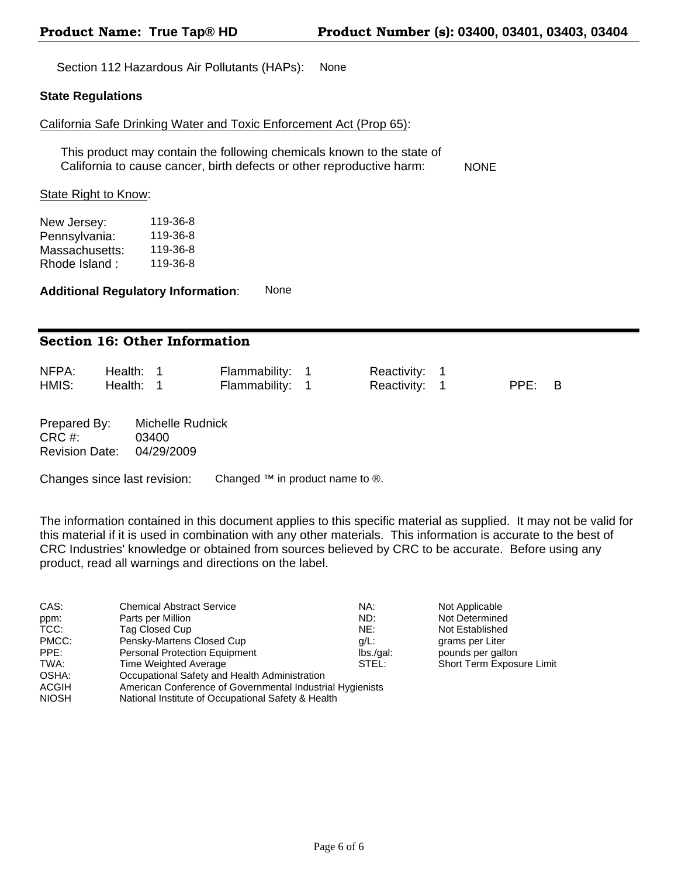Section 112 Hazardous Air Pollutants (HAPs): None

**State Regulations**

California Safe Drinking Water and Toxic Enforcement Act (Prop 65):

This product may contain the following chemicals known to the state of California to cause cancer, birth defects or other reproductive harm: NONE

State Right to Know:

| | |
|---|---|
| New Jersey: | 119-36-8 |
| Pennsylvania: | 119-36-8 |
| Massachusetts: | 119-36-8 |
| Rhode Island : | 119-36-8 |

**Additional Regulatory Information**: None

## Section 16: Other Information

| | | | | |
|---|---|---|---|---|
| NFPA: | Health: 1 | Flammability: 1 | Reactivity: 1 | |
| HMIS: | Health: 1 | Flammability: 1 | Reactivity: 1 | PPE: B |

Prepared By: Michelle Rudnick
CRC #: 03400
Revision Date: 04/29/2009

Changes since last revision: Changed ™ in product name to ®.

The information contained in this document applies to this specific material as supplied. It may not be valid for this material if it is used in combination with any other materials. This information is accurate to the best of CRC Industries' knowledge or obtained from sources believed by CRC to be accurate. Before using any product, read all warnings and directions on the label.

| | | | |
|---|---|---|---|
| CAS: | Chemical Abstract Service | NA: | Not Applicable |
| ppm: | Parts per Million | ND: | Not Determined |
| TCC: | Tag Closed Cup | NE: | Not Established |
| PMCC: | Pensky-Martens Closed Cup | g/L: | grams per Liter |
| PPE: | Personal Protection Equipment | lbs./gal: | pounds per gallon |
| TWA: | Time Weighted Average | STEL: | Short Term Exposure Limit |
| OSHA: | Occupational Safety and Health Administration | | |
| ACGIH | American Conference of Governmental Industrial Hygienists | | |
| NIOSH | National Institute of Occupational Safety & Health | | |